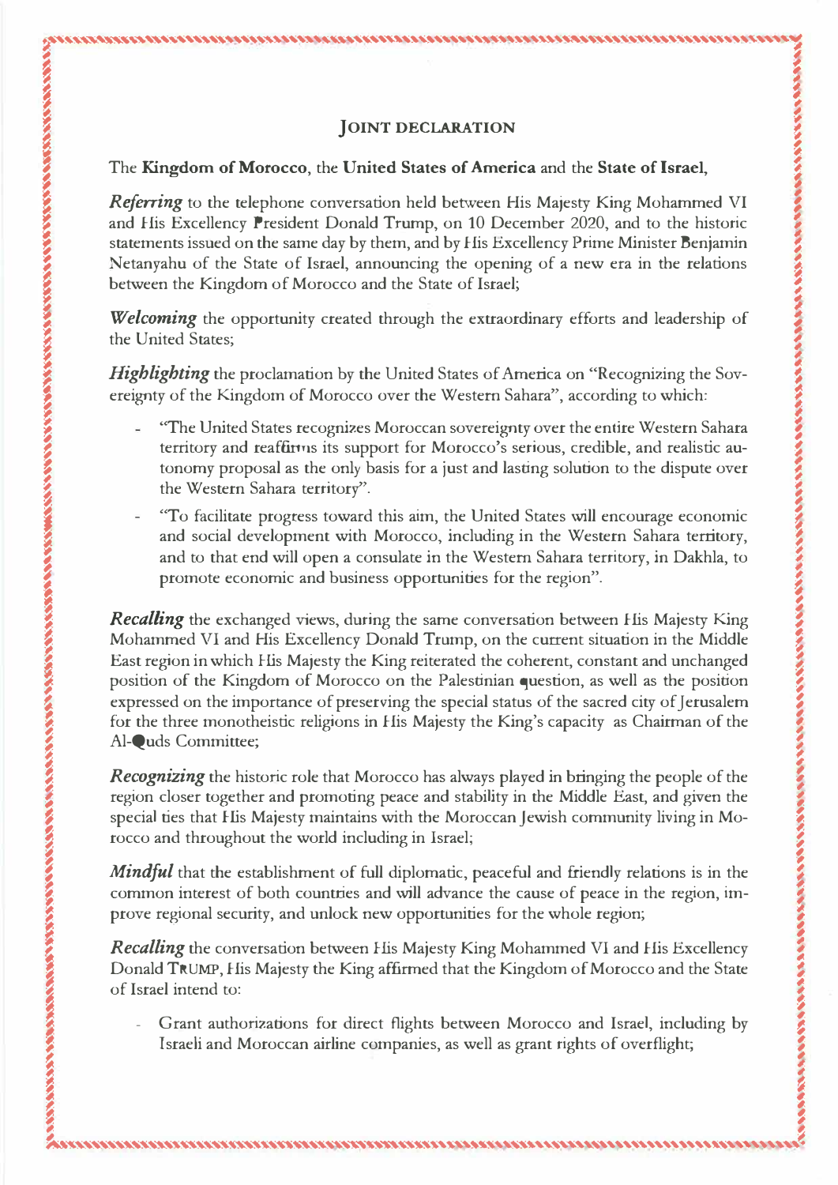## JOINT DECLARATION

The **Kingdom of Morocco**, the **United States of America** and the **State of Israel**,

***Referring*** to the telephone conversation held between His Majesty King Mohammed VI and His Excellency President Donald Trump, on 10 December 2020, and to the historic statements issued on the same day by them, and by His Excellency Prime Minister Benjamin Netanyahu of the State of Israel, announcing the opening of a new era in the relations between the Kingdom of Morocco and the State of Israel;

***Welcoming*** the opportunity created through the extraordinary efforts and leadership of the United States;

***Highlighting*** the proclamation by the United States of America on "Recognizing the Sovereignty of the Kingdom of Morocco over the Western Sahara", according to which:

- "The United States recognizes Moroccan sovereignty over the entire Western Sahara territory and reaffirms its support for Morocco's serious, credible, and realistic autonomy proposal as the only basis for a just and lasting solution to the dispute over the Western Sahara territory".
- "To facilitate progress toward this aim, the United States will encourage economic and social development with Morocco, including in the Western Sahara territory, and to that end will open a consulate in the Western Sahara territory, in Dakhla, to promote economic and business opportunities for the region".

***Recalling*** the exchanged views, during the same conversation between His Majesty King Mohammed VI and His Excellency Donald Trump, on the current situation in the Middle East region in which His Majesty the King reiterated the coherent, constant and unchanged position of the Kingdom of Morocco on the Palestinian question, as well as the position expressed on the importance of preserving the special status of the sacred city of Jerusalem for the three monotheistic religions in His Majesty the King's capacity as Chairman of the Al-Quds Committee;

***Recognizing*** the historic role that Morocco has always played in bringing the people of the region closer together and promoting peace and stability in the Middle East, and given the special ties that His Majesty maintains with the Moroccan Jewish community living in Morocco and throughout the world including in Israel;

***Mindful*** that the establishment of full diplomatic, peaceful and friendly relations is in the common interest of both countries and will advance the cause of peace in the region, improve regional security, and unlock new opportunities for the whole region;

***Recalling*** the conversation between His Majesty King Mohammed VI and His Excellency Donald TRUMP, His Majesty the King affirmed that the Kingdom of Morocco and the State of Israel intend to:

- Grant authorizations for direct flights between Morocco and Israel, including by Israeli and Moroccan airline companies, as well as grant rights of overflight;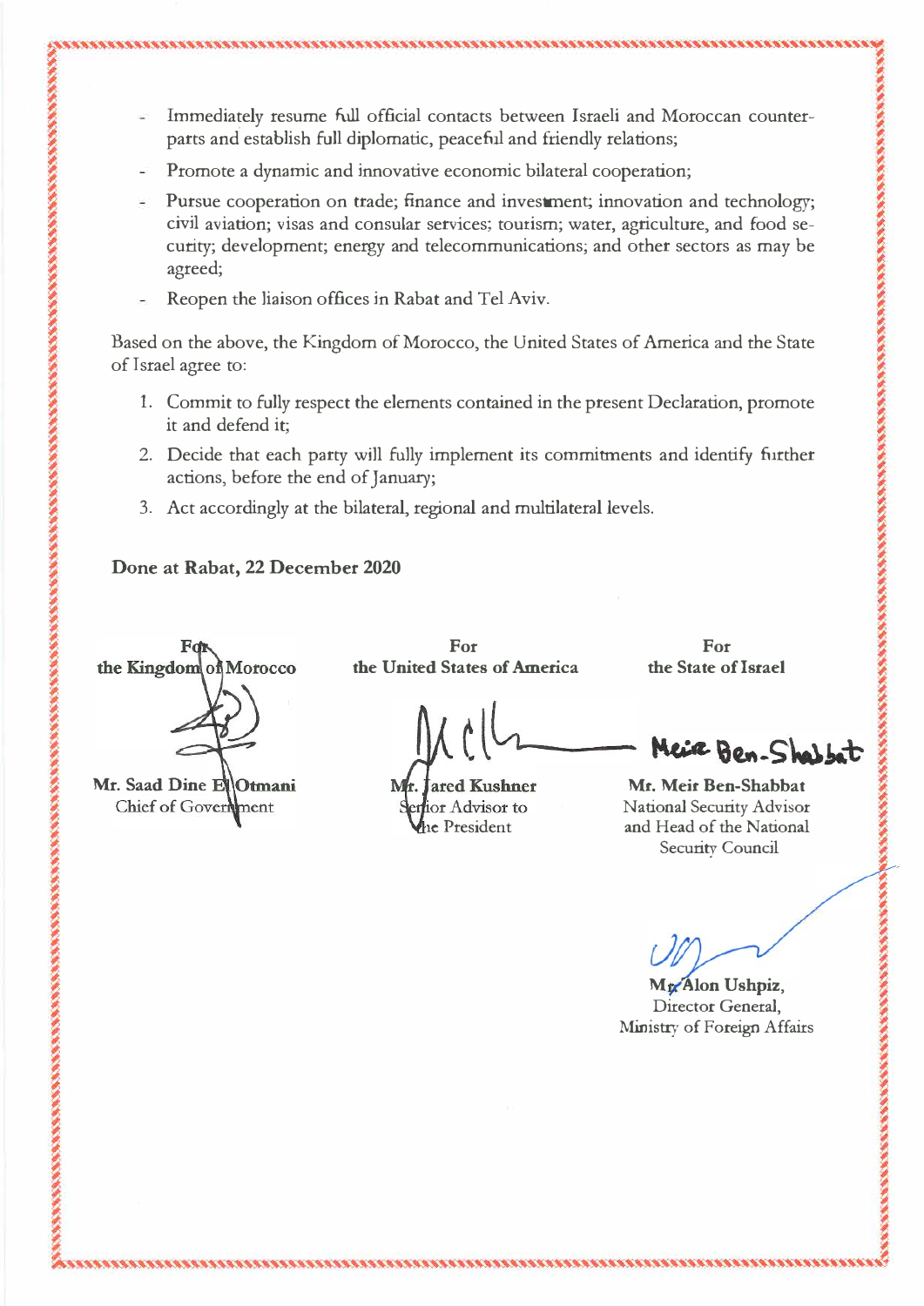- Immediately resume full official contacts between Israeli and Moroccan counterparts and establish full diplomatic, peaceful and friendly relations;
- Promote a dynamic and innovative economic bilateral cooperation;
- Pursue cooperation on trade; finance and investment; innovation and technology; civil aviation; visas and consular services; tourism; water, agriculture, and food security; development; energy and telecommunications; and other sectors as may be agreed;
- Reopen the liaison offices in Rabat and Tel Aviv.

Based on the above, the Kingdom of Morocco, the United States of America and the State of Israel agree to:

1. Commit to fully respect the elements contained in the present Declaration, promote it and defend it;
2. Decide that each party will fully implement its commitments and identify further actions, before the end of January;
3. Act accordingly at the bilateral, regional and multilateral levels.

**Done at Rabat, 22 December 2020**

**For the Kingdom of Morocco**

**Mr. Saad Dine El Otmani**
Chief of Government

**For the United States of America**

**Mr. Jared Kushner**
Senior Advisor to the President

**For the State of Israel**

Meir Ben-Shabbat

**Mr. Meir Ben-Shabbat**
National Security Advisor and Head of the National Security Council

**Mr. Alon Ushpiz,**
Director General,
Ministry of Foreign Affairs